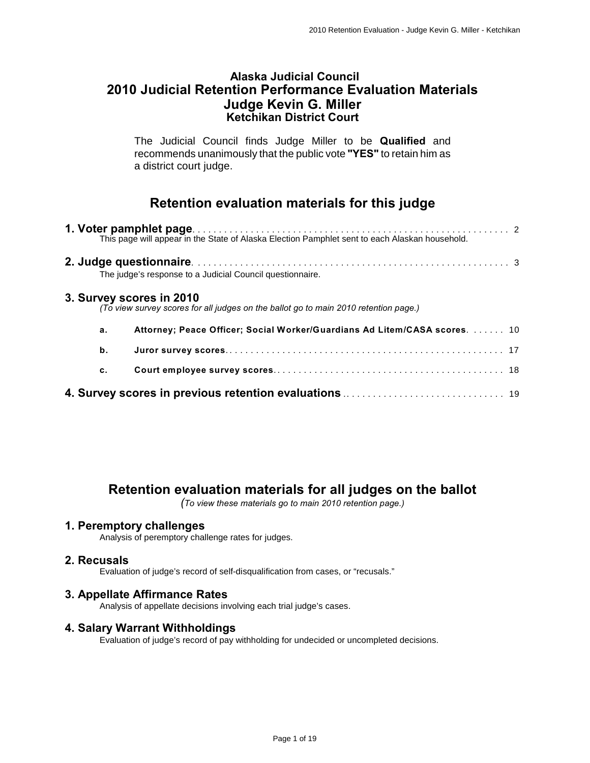# Alaska Judicial Council
# 2010 Judicial Retention Performance Evaluation Materials
# Judge Kevin G. Miller
### Ketchikan District Court

The Judicial Council finds Judge Miller to be **Qualified** and recommends unanimously that the public vote **"YES"** to retain him as a district court judge.

## Retention evaluation materials for this judge

**1. Voter pamphlet page** . . . . . . . . . . 2
This page will appear in the State of Alaska Election Pamphlet sent to each Alaskan household.

**2. Judge questionnaire** . . . . . . . . . . 3
The judge's response to a Judicial Council questionnaire.

**3. Survey scores in 2010**
*(To view survey scores for all judges on the ballot go to main 2010 retention page.)*

- **a. Attorney; Peace Officer; Social Worker/Guardians Ad Litem/CASA scores** . . . . . . 10
- **b. Juror survey scores** . . . . . . . . . . 17
- **c. Court employee survey scores** . . . . . . . . . . 18

**4. Survey scores in previous retention evaluations** . . . . . . . . . . 19

## Retention evaluation materials for all judges on the ballot

*(To view these materials go to main 2010 retention page.)*

### 1. Peremptory challenges
Analysis of peremptory challenge rates for judges.

### 2. Recusals
Evaluation of judge's record of self-disqualification from cases, or "recusals."

### 3. Appellate Affirmance Rates
Analysis of appellate decisions involving each trial judge's cases.

### 4. Salary Warrant Withholdings
Evaluation of judge's record of pay withholding for undecided or uncompleted decisions.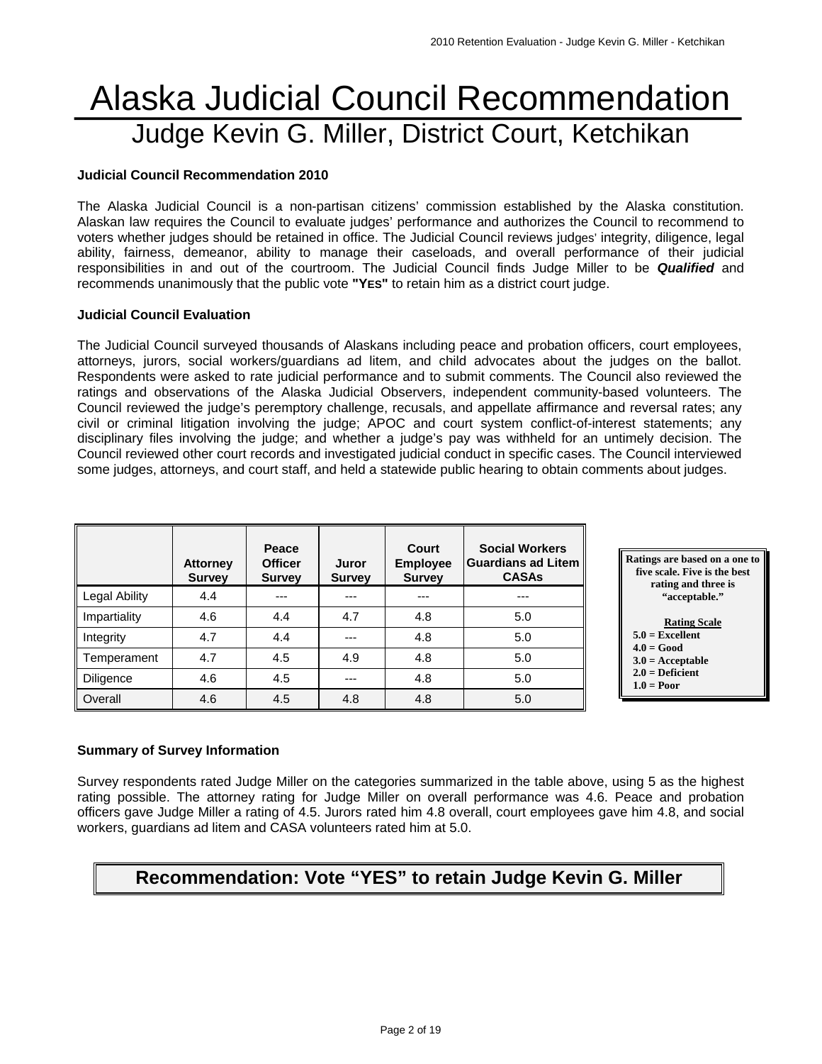# Alaska Judicial Council Recommendation

## Judge Kevin G. Miller, District Court, Ketchikan

**Judicial Council Recommendation 2010**

The Alaska Judicial Council is a non-partisan citizens' commission established by the Alaska constitution. Alaskan law requires the Council to evaluate judges' performance and authorizes the Council to recommend to voters whether judges should be retained in office. The Judicial Council reviews judges' integrity, diligence, legal ability, fairness, demeanor, ability to manage their caseloads, and overall performance of their judicial responsibilities in and out of the courtroom. The Judicial Council finds Judge Miller to be ***Qualified*** and recommends unanimously that the public vote **"YES"** to retain him as a district court judge.

**Judicial Council Evaluation**

The Judicial Council surveyed thousands of Alaskans including peace and probation officers, court employees, attorneys, jurors, social workers/guardians ad litem, and child advocates about the judges on the ballot. Respondents were asked to rate judicial performance and to submit comments. The Council also reviewed the ratings and observations of the Alaska Judicial Observers, independent community-based volunteers. The Council reviewed the judge's peremptory challenge, recusals, and appellate affirmance and reversal rates; any civil or criminal litigation involving the judge; APOC and court system conflict-of-interest statements; any disciplinary files involving the judge; and whether a judge's pay was withheld for an untimely decision. The Council reviewed other court records and investigated judicial conduct in specific cases. The Council interviewed some judges, attorneys, and court staff, and held a statewide public hearing to obtain comments about judges.

| | Attorney Survey | Peace Officer Survey | Juror Survey | Court Employee Survey | Social Workers Guardians ad Litem CASAs |
|---|---|---|---|---|---|
| Legal Ability | 4.4 | --- | --- | --- | --- |
| Impartiality | 4.6 | 4.4 | 4.7 | 4.8 | 5.0 |
| Integrity | 4.7 | 4.4 | --- | 4.8 | 5.0 |
| Temperament | 4.7 | 4.5 | 4.9 | 4.8 | 5.0 |
| Diligence | 4.6 | 4.5 | --- | 4.8 | 5.0 |
| Overall | 4.6 | 4.5 | 4.8 | 4.8 | 5.0 |

**Ratings are based on a one to five scale. Five is the best rating and three is "acceptable."**

**Rating Scale**
- **5.0 = Excellent**
- **4.0 = Good**
- **3.0 = Acceptable**
- **2.0 = Deficient**
- **1.0 = Poor**

**Summary of Survey Information**

Survey respondents rated Judge Miller on the categories summarized in the table above, using 5 as the highest rating possible. The attorney rating for Judge Miller on overall performance was 4.6. Peace and probation officers gave Judge Miller a rating of 4.5. Jurors rated him 4.8 overall, court employees gave him 4.8, and social workers, guardians ad litem and CASA volunteers rated him at 5.0.

**Recommendation: Vote "YES" to retain Judge Kevin G. Miller**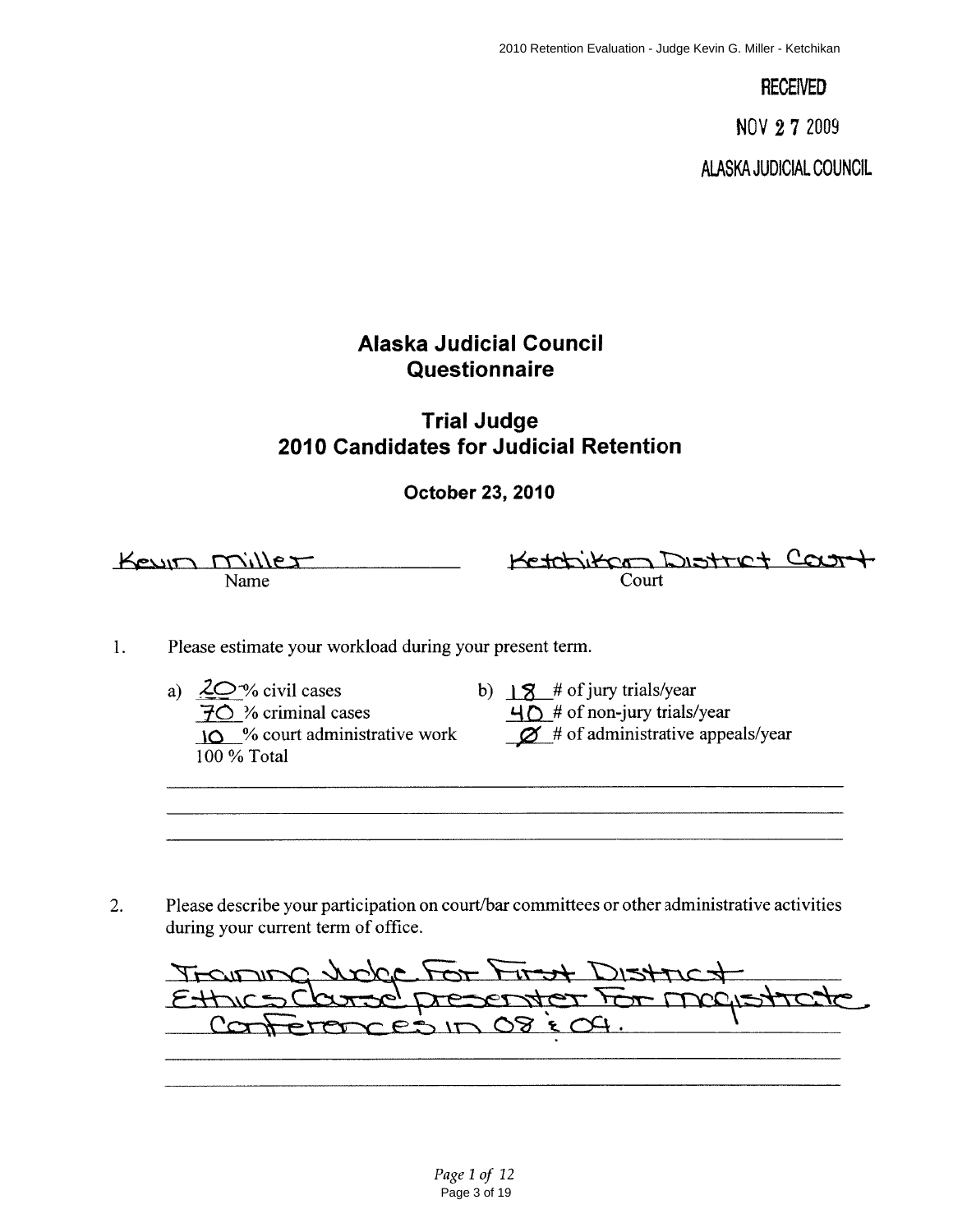RECEIVED

NOV 27 2009

ALASKA JUDICIAL COUNCIL

# Alaska Judicial Council Questionnaire

## Trial Judge 2010 Candidates for Judicial Retention

**October 23, 2010**

Kevin Miller
Name

Ketchikan District Court
Court

1. Please estimate your workload during your present term.

   a) 20 % civil cases
   70 % criminal cases
   10 % court administrative work
   100 % Total

   b) 18 # of jury trials/year
   40 # of non-jury trials/year
   Ø # of administrative appeals/year

2. Please describe your participation on court/bar committees or other administrative activities during your current term of office.

   Training Judge for First District
   Ethics Course presenter for magistrate
   Conferences in 08 & 09.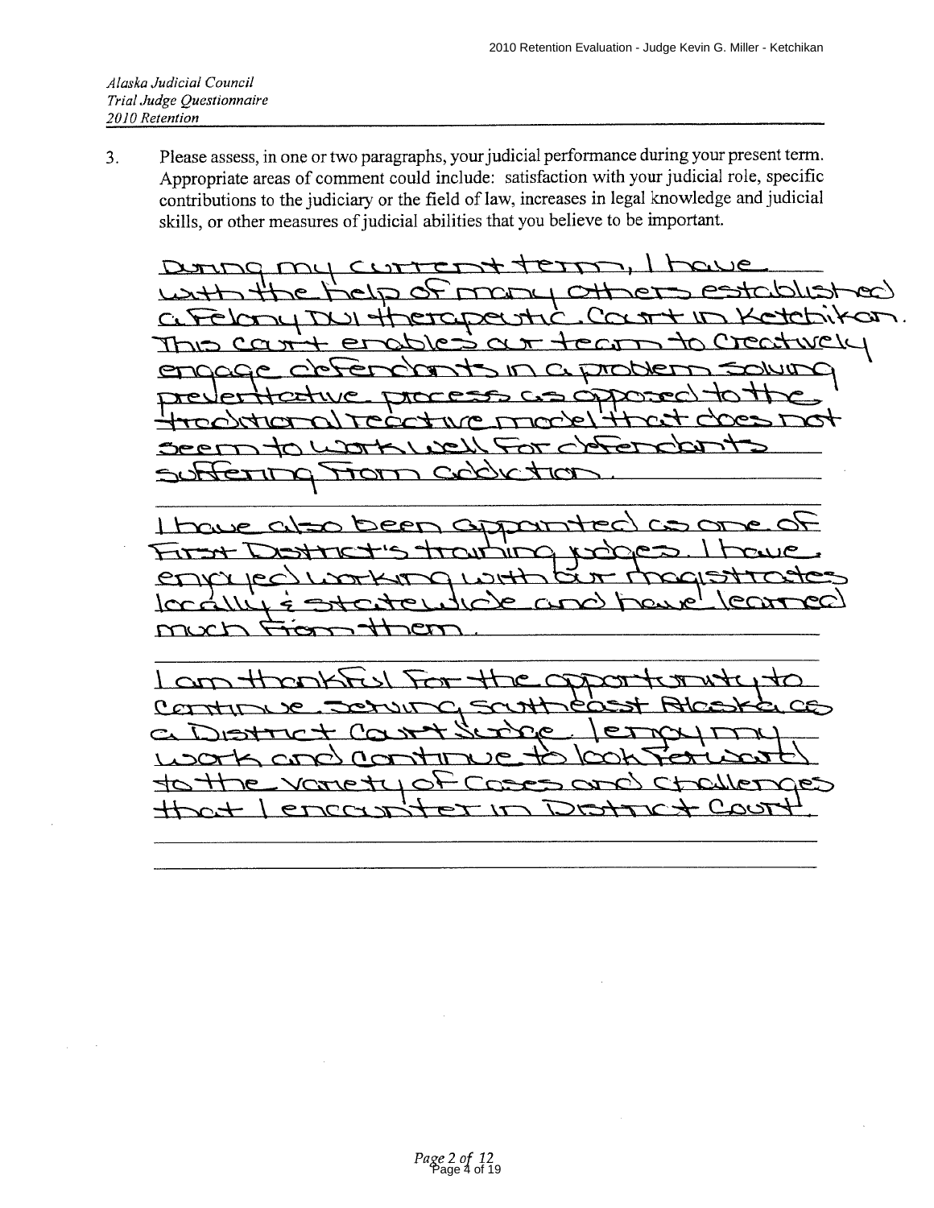*Alaska Judicial Council*
*Trial Judge Questionnaire*
*2010 Retention*

3. Please assess, in one or two paragraphs, your judicial performance during your present term. Appropriate areas of comment could include: satisfaction with your judicial role, specific contributions to the judiciary or the field of law, increases in legal knowledge and judicial skills, or other measures of judicial abilities that you believe to be important.

During my current term, I have with the help of many others established a Felony DUI therapeutic Court in Ketchikan. This court enables our team to creatively engage defendants in a problem solving preventative process as opposed to the traditional reactive model that does not seem to work well for defendants suffering from addiction.

I have also been appointed as one of First District's training judges. I have enjoyed working with our magistrates locally & statewide and have learned much from them.

I am thankful for the opportunity to continue serving southeast Alaska as a District Court Judge. I enjoy my work and continue to look forward to the variety of cases and challenges that I encounter in District Court.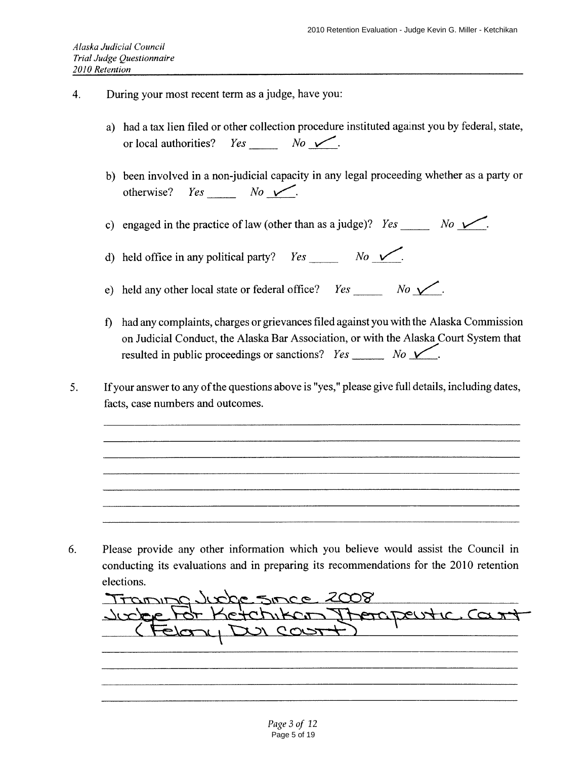*Alaska Judicial Council*
*Trial Judge Questionnaire*
*2010 Retention*

4. During your most recent term as a judge, have you:

   a) had a tax lien filed or other collection procedure instituted against you by federal, state, or local authorities? *Yes* _____ *No* ✓.

   b) been involved in a non-judicial capacity in any legal proceeding whether as a party or otherwise? *Yes* _____ *No* ✓.

   c) engaged in the practice of law (other than as a judge)? *Yes* _____ *No* ✓.

   d) held office in any political party? *Yes* _____ *No* ✓.

   e) held any other local state or federal office? *Yes* _____ *No* ✓.

   f) had any complaints, charges or grievances filed against you with the Alaska Commission on Judicial Conduct, the Alaska Bar Association, or with the Alaska Court System that resulted in public proceedings or sanctions? *Yes* _____ *No* ✓.

5. If your answer to any of the questions above is "yes," please give full details, including dates, facts, case numbers and outcomes.

6. Please provide any other information which you believe would assist the Council in conducting its evaluations and in preparing its recommendations for the 2010 retention elections.

   Training Judge since 2008
   Judge for Ketchikan Therapeutic Court
   (Felony DUI court)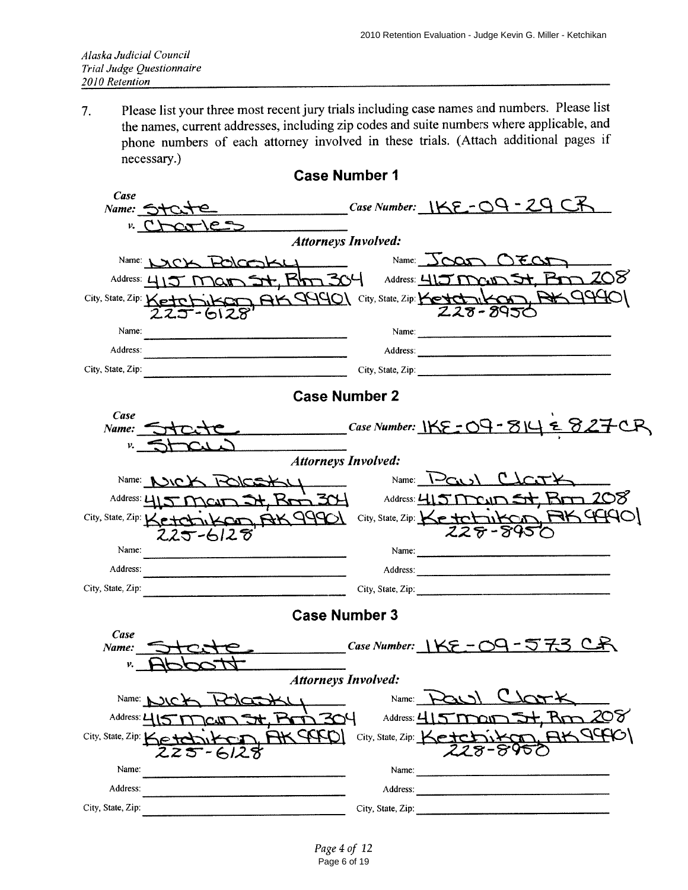*Alaska Judicial Council*
*Trial Judge Questionnaire*
*2010 Retention*

7. Please list your three most recent jury trials including case names and numbers. Please list the names, current addresses, including zip codes and suite numbers where applicable, and phone numbers of each attorney involved in these trials. (Attach additional pages if necessary.)

## Case Number 1

**Case Name:** State v. Charles
**Case Number:** 1KE-09-29 CR

**Attorneys Involved:**

| | |
|---|---|
| Name: Nick Polasky | Name: Joan Ozan |
| Address: 415 Main St, Rm 304 | Address: 415 Main St, Rm 208 |
| City, State, Zip: Ketchikan, AK 99901 225-6128 | City, State, Zip: Ketchikan, AK 99901 228-8950 |
| Name: | Name: |
| Address: | Address: |
| City, State, Zip: | City, State, Zip: |

## Case Number 2

**Case Name:** State v. Shaw
**Case Number:** 1KE-09-814 & 827 CR

**Attorneys Involved:**

| | |
|---|---|
| Name: Nick Polasky | Name: Paul Clark |
| Address: 415 Main St, Rm 304 | Address: 415 Main St, Rm 208 |
| City, State, Zip: Ketchikan, AK 99901 225-6128 | City, State, Zip: Ketchikan, AK 99901 228-8950 |
| Name: | Name: |
| Address: | Address: |
| City, State, Zip: | City, State, Zip: |

## Case Number 3

**Case Name:** State v. Abbott
**Case Number:** 1KE-09-573 CR

**Attorneys Involved:**

| | |
|---|---|
| Name: Nick Polasky | Name: Paul Clark |
| Address: 415 Main St, Rm 304 | Address: 415 Main St, Rm 208 |
| City, State, Zip: Ketchikan, AK 99901 225-6128 | City, State, Zip: Ketchikan, AK 99901 228-8950 |
| Name: | Name: |
| Address: | Address: |
| City, State, Zip: | City, State, Zip: |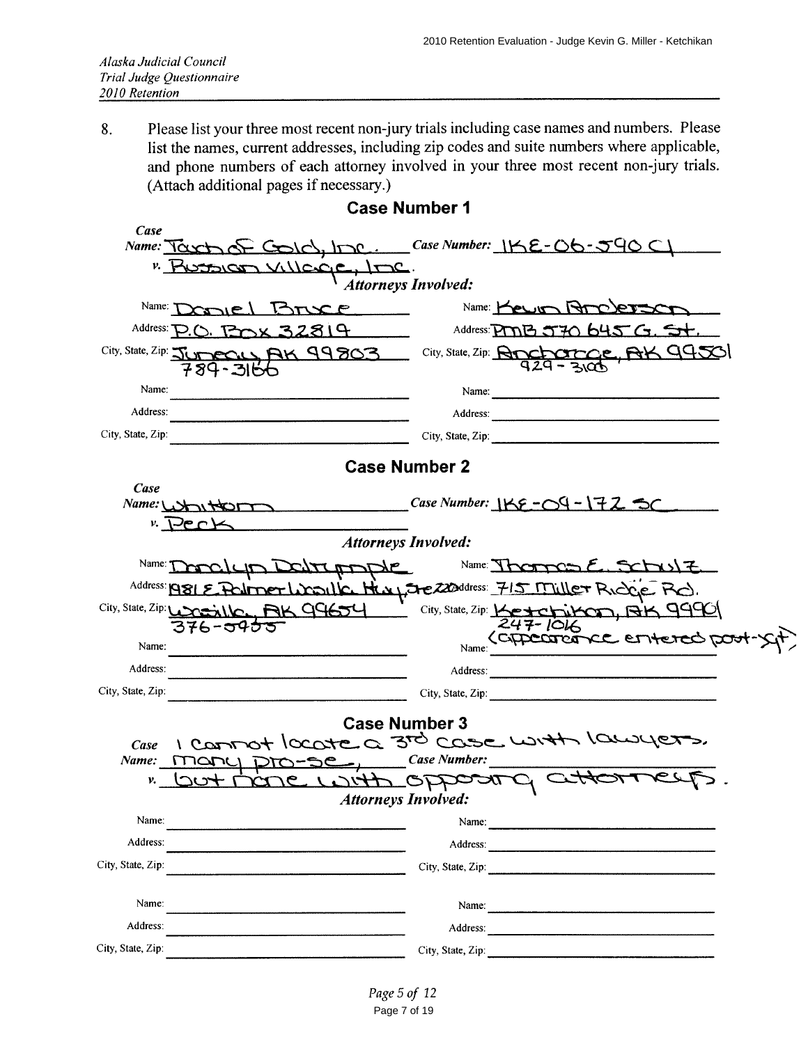*Alaska Judicial Council*
*Trial Judge Questionnaire*
*2010 Retention*

8. Please list your three most recent non-jury trials including case names and numbers. Please list the names, current addresses, including zip codes and suite numbers where applicable, and phone numbers of each attorney involved in your three most recent non-jury trials. (Attach additional pages if necessary.)

## Case Number 1

***Case Name:*** Touch of Gold, Inc. ***Case Number:*** 1KE-06-590 CI

***v.*** Russian Village, Inc.

***Attorneys Involved:***

| | |
|---|---|
| Name: Daniel Bruce | Name: Kevin Anderson |
| Address: P.O. Box 32819 | Address: PMB 570 645 G. St. |
| City, State, Zip: Juneau, AK 99803 789-3166 | City, State, Zip: Anchorage, AK 99501 929-3100 |
| Name: | Name: |
| Address: | Address: |
| City, State, Zip: | City, State, Zip: |

## Case Number 2

***Case Name:*** Whitton ***Case Number:*** 1KE-09-172 SC

***v.*** Peck

***Attorneys Involved:***

| | |
|---|---|
| Name: Darolyn Dalrymple | Name: Thomas E. Schulz |
| Address: 981 E. Palmer Wasilla Hwy, Ste 220 | Address: 715 Miller Ridge Rd. |
| City, State, Zip: Wasilla, AK 99654 376-5955 | City, State, Zip: Ketchikan, AK 99901 247-1016 (appearance entered post-jgt) |
| Name: | Name: |
| Address: | Address: |
| City, State, Zip: | City, State, Zip: |

## Case Number 3

***Case Name:*** I cannot locate a 3rd case with lawyers. many pro-se, ***Case Number:***

***v.*** but none with opposing attorneys.

***Attorneys Involved:***

| | |
|---|---|
| Name: | Name: |
| Address: | Address: |
| City, State, Zip: | City, State, Zip: |
| Name: | Name: |
| Address: | Address: |
| City, State, Zip: | City, State, Zip: |

*Page 5 of 12*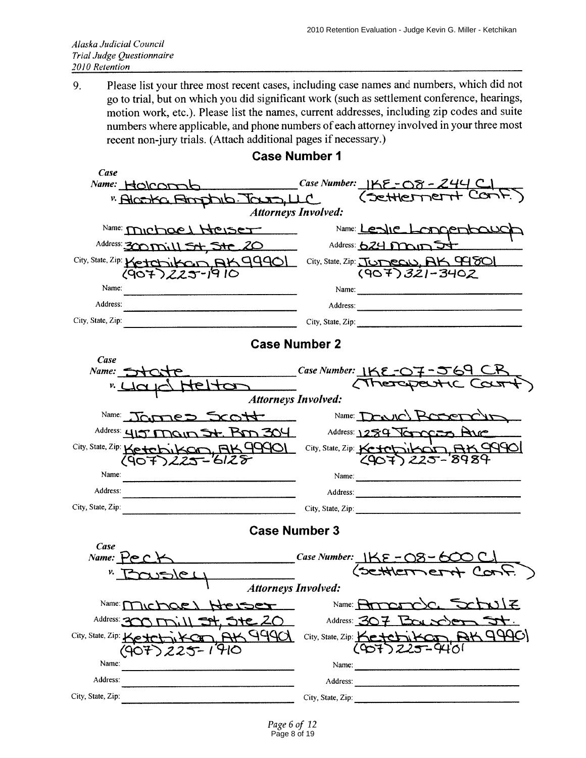*Alaska Judicial Council*
*Trial Judge Questionnaire*
*2010 Retention*

9. Please list your three most recent cases, including case names and numbers, which did not go to trial, but on which you did significant work (such as settlement conference, hearings, motion work, etc.). Please list the names, current addresses, including zip codes and suite numbers where applicable, and phone numbers of each attorney involved in your three most recent non-jury trials. (Attach additional pages if necessary.)

## Case Number 1

**Case Name:** Holcomb v. Alaska Amphib. Tours, LLC
**Case Number:** 1KE-08-244 CI (Settlement Conf.)

**Attorneys Involved:**

| | |
|---|---|
| Name: Michael Heiser | Name: Leslie Longenbaugh |
| Address: 300 Mill St, Ste 20 | Address: 624 Main St |
| City, State, Zip: Ketchikan, AK 99901 (907) 225-1910 | City, State, Zip: Juneau, AK 99801 (907) 321-3402 |
| Name: | Name: |
| Address: | Address: |
| City, State, Zip: | City, State, Zip: |

## Case Number 2

**Case Name:** State v. Lloyd Helton
**Case Number:** 1KE-07-569 CR (Therapeutic Court)

**Attorneys Involved:**

| | |
|---|---|
| Name: James Scott | Name: David Rosendin |
| Address: 415 Main St. Rm 304 | Address: 1289 Tongass Ave |
| City, State, Zip: Ketchikan, AK 99901 (907) 225-6128 | City, State, Zip: Ketchikan, AK 99901 (907) 225-8989 |
| Name: | Name: |
| Address: | Address: |
| City, State, Zip: | City, State, Zip: |

## Case Number 3

**Case Name:** Peck v. Bousley
**Case Number:** 1KE-08-600 CI (Settlement Conf.)

**Attorneys Involved:**

| | |
|---|---|
| Name: Michael Heiser | Name: Amanda Schulz |
| Address: 300 Mill St, Ste 20 | Address: 307 Bawden St. |
| City, State, Zip: Ketchikan, AK 99901 (907) 225-1910 | City, State, Zip: Ketchikan, AK 99901 (907) 225-9401 |
| Name: | Name: |
| Address: | Address: |
| City, State, Zip: | City, State, Zip: |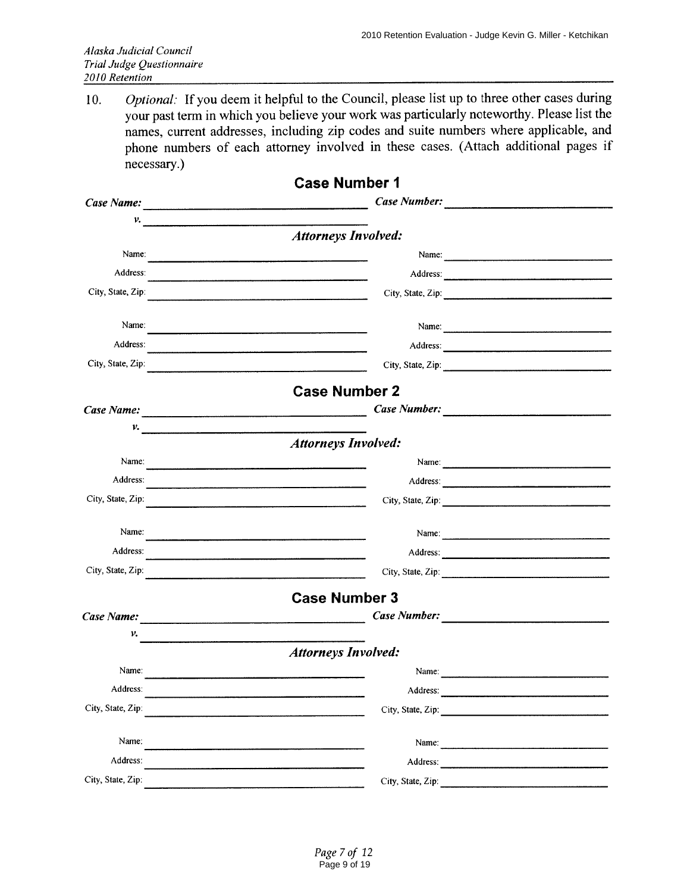*Alaska Judicial Council*
*Trial Judge Questionnaire*
*2010 Retention*

10. *Optional:* If you deem it helpful to the Council, please list up to three other cases during your past term in which you believe your work was particularly noteworthy. Please list the names, current addresses, including zip codes and suite numbers where applicable, and phone numbers of each attorney involved in these cases. (Attach additional pages if necessary.)

## Case Number 1

***Case Name:*** ______________________ ***Case Number:*** ______________________

***v.*** ______________________

***Attorneys Involved:***

| | | | |
|---|---|---|---|
| Name: | | Name: | |
| Address: | | Address: | |
| City, State, Zip: | | City, State, Zip: | |
| Name: | | Name: | |
| Address: | | Address: | |
| City, State, Zip: | | City, State, Zip: | |

## Case Number 2

***Case Name:*** ______________________ ***Case Number:*** ______________________

***v.*** ______________________

***Attorneys Involved:***

| | | | |
|---|---|---|---|
| Name: | | Name: | |
| Address: | | Address: | |
| City, State, Zip: | | City, State, Zip: | |
| Name: | | Name: | |
| Address: | | Address: | |
| City, State, Zip: | | City, State, Zip: | |

## Case Number 3

***Case Name:*** ______________________ ***Case Number:*** ______________________

***v.*** ______________________

***Attorneys Involved:***

| | | | |
|---|---|---|---|
| Name: | | Name: | |
| Address: | | Address: | |
| City, State, Zip: | | City, State, Zip: | |
| Name: | | Name: | |
| Address: | | Address: | |
| City, State, Zip: | | City, State, Zip: | |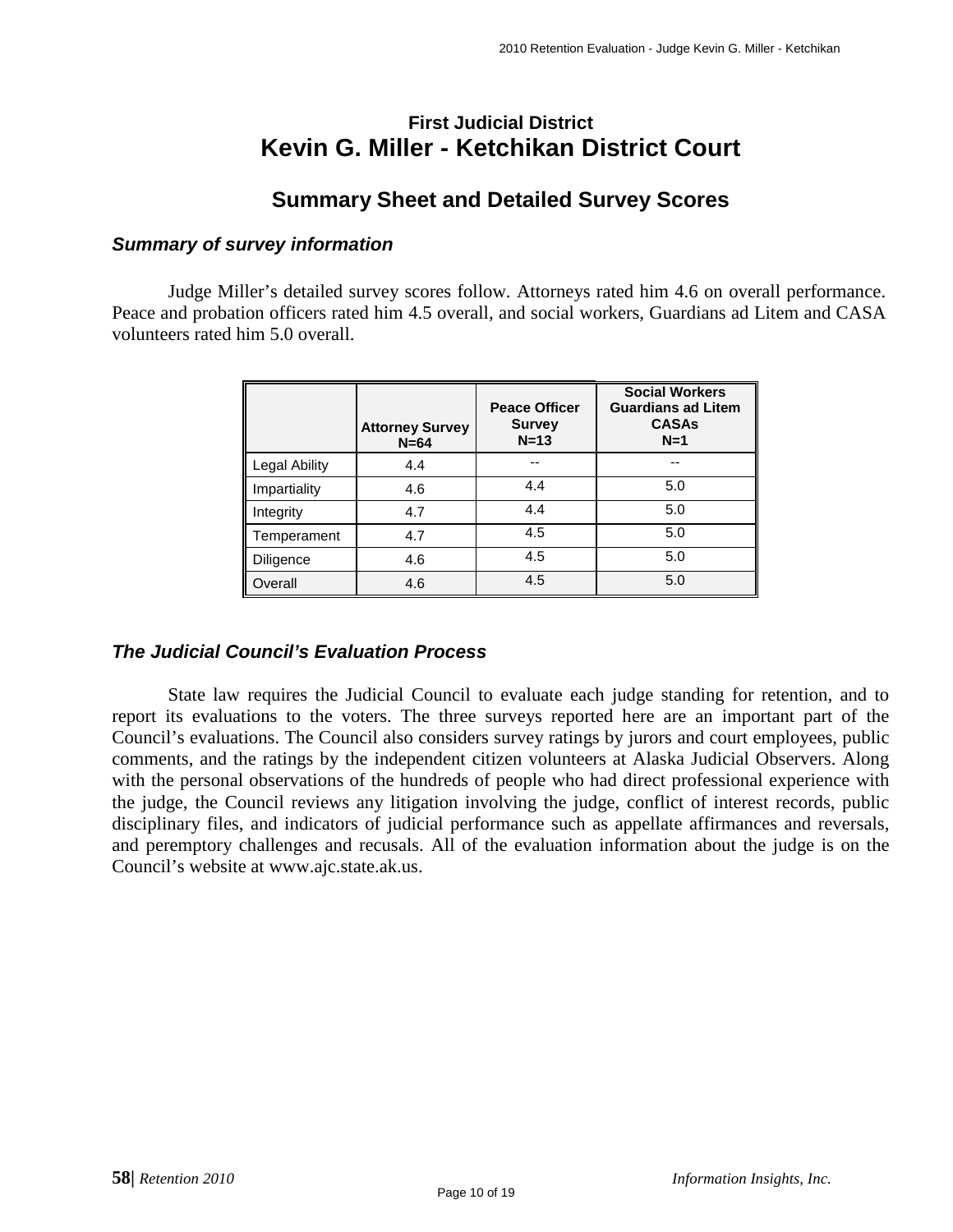## First Judicial District
# Kevin G. Miller - Ketchikan District Court

## Summary Sheet and Detailed Survey Scores

### *Summary of survey information*

Judge Miller's detailed survey scores follow. Attorneys rated him 4.6 on overall performance. Peace and probation officers rated him 4.5 overall, and social workers, Guardians ad Litem and CASA volunteers rated him 5.0 overall.

| | Attorney Survey N=64 | Peace Officer Survey N=13 | Social Workers Guardians ad Litem CASAs N=1 |
|---|---|---|---|
| Legal Ability | 4.4 | -- | -- |
| Impartiality | 4.6 | 4.4 | 5.0 |
| Integrity | 4.7 | 4.4 | 5.0 |
| Temperament | 4.7 | 4.5 | 5.0 |
| Diligence | 4.6 | 4.5 | 5.0 |
| Overall | 4.6 | 4.5 | 5.0 |

### *The Judicial Council's Evaluation Process*

State law requires the Judicial Council to evaluate each judge standing for retention, and to report its evaluations to the voters. The three surveys reported here are an important part of the Council's evaluations. The Council also considers survey ratings by jurors and court employees, public comments, and the ratings by the independent citizen volunteers at Alaska Judicial Observers. Along with the personal observations of the hundreds of people who had direct professional experience with the judge, the Council reviews any litigation involving the judge, conflict of interest records, public disciplinary files, and indicators of judicial performance such as appellate affirmances and reversals, and peremptory challenges and recusals. All of the evaluation information about the judge is on the Council's website at www.ajc.state.ak.us.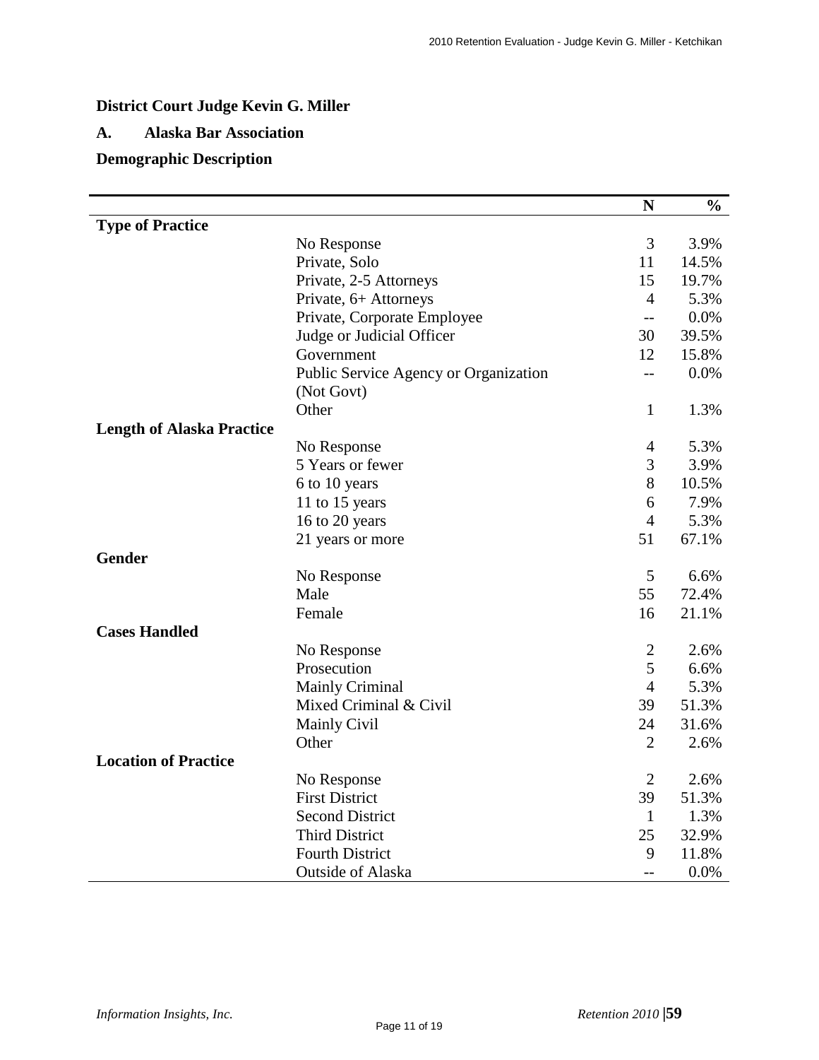**District Court Judge Kevin G. Miller**

**A. Alaska Bar Association**

**Demographic Description**

| | | N | % |
|---|---|---|---|
| **Type of Practice** | | | |
| | No Response | 3 | 3.9% |
| | Private, Solo | 11 | 14.5% |
| | Private, 2-5 Attorneys | 15 | 19.7% |
| | Private, 6+ Attorneys | 4 | 5.3% |
| | Private, Corporate Employee | -- | 0.0% |
| | Judge or Judicial Officer | 30 | 39.5% |
| | Government | 12 | 15.8% |
| | Public Service Agency or Organization (Not Govt) | -- | 0.0% |
| | Other | 1 | 1.3% |
| **Length of Alaska Practice** | | | |
| | No Response | 4 | 5.3% |
| | 5 Years or fewer | 3 | 3.9% |
| | 6 to 10 years | 8 | 10.5% |
| | 11 to 15 years | 6 | 7.9% |
| | 16 to 20 years | 4 | 5.3% |
| | 21 years or more | 51 | 67.1% |
| **Gender** | | | |
| | No Response | 5 | 6.6% |
| | Male | 55 | 72.4% |
| | Female | 16 | 21.1% |
| **Cases Handled** | | | |
| | No Response | 2 | 2.6% |
| | Prosecution | 5 | 6.6% |
| | Mainly Criminal | 4 | 5.3% |
| | Mixed Criminal & Civil | 39 | 51.3% |
| | Mainly Civil | 24 | 31.6% |
| | Other | 2 | 2.6% |
| **Location of Practice** | | | |
| | No Response | 2 | 2.6% |
| | First District | 39 | 51.3% |
| | Second District | 1 | 1.3% |
| | Third District | 25 | 32.9% |
| | Fourth District | 9 | 11.8% |
| | Outside of Alaska | -- | 0.0% |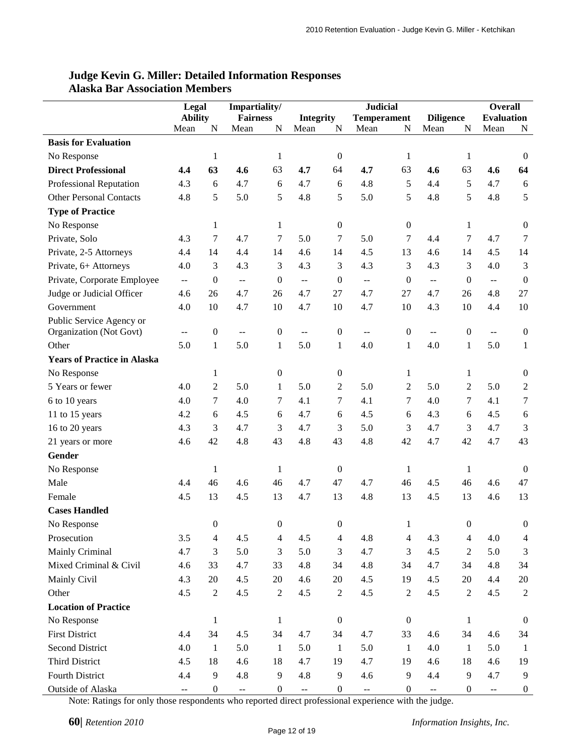## Judge Kevin G. Miller: Detailed Information Responses
## Alaska Bar Association Members

| | Legal Ability | | Impartiality/ Fairness | | Integrity | | Judicial Temperament | | Diligence | | Overall Evaluation | |
|---|---|---|---|---|---|---|---|---|---|---|---|---|
| | Mean | N | Mean | N | Mean | N | Mean | N | Mean | N | Mean | N |
| **Basis for Evaluation** | | | | | | | | | | | | |
| No Response | | 1 | | 1 | | 0 | | 1 | | 1 | | 0 |
| **Direct Professional** | **4.4** | **63** | **4.6** | 63 | **4.7** | 64 | **4.7** | 63 | **4.6** | 63 | **4.6** | **64** |
| Professional Reputation | 4.3 | 6 | 4.7 | 6 | 4.7 | 6 | 4.8 | 5 | 4.4 | 5 | 4.7 | 6 |
| Other Personal Contacts | 4.8 | 5 | 5.0 | 5 | 4.8 | 5 | 5.0 | 5 | 4.8 | 5 | 4.8 | 5 |
| **Type of Practice** | | | | | | | | | | | | |
| No Response | | 1 | | 1 | | 0 | | 0 | | 1 | | 0 |
| Private, Solo | 4.3 | 7 | 4.7 | 7 | 5.0 | 7 | 5.0 | 7 | 4.4 | 7 | 4.7 | 7 |
| Private, 2-5 Attorneys | 4.4 | 14 | 4.4 | 14 | 4.6 | 14 | 4.5 | 13 | 4.6 | 14 | 4.5 | 14 |
| Private, 6+ Attorneys | 4.0 | 3 | 4.3 | 3 | 4.3 | 3 | 4.3 | 3 | 4.3 | 3 | 4.0 | 3 |
| Private, Corporate Employee | -- | 0 | -- | 0 | -- | 0 | -- | 0 | -- | 0 | -- | 0 |
| Judge or Judicial Officer | 4.6 | 26 | 4.7 | 26 | 4.7 | 27 | 4.7 | 27 | 4.7 | 26 | 4.8 | 27 |
| Government | 4.0 | 10 | 4.7 | 10 | 4.7 | 10 | 4.7 | 10 | 4.3 | 10 | 4.4 | 10 |
| Public Service Agency or Organization (Not Govt) | -- | 0 | -- | 0 | -- | 0 | -- | 0 | -- | 0 | -- | 0 |
| Other | 5.0 | 1 | 5.0 | 1 | 5.0 | 1 | 4.0 | 1 | 4.0 | 1 | 5.0 | 1 |
| **Years of Practice in Alaska** | | | | | | | | | | | | |
| No Response | | 1 | | 0 | | 0 | | 1 | | 1 | | 0 |
| 5 Years or fewer | 4.0 | 2 | 5.0 | 1 | 5.0 | 2 | 5.0 | 2 | 5.0 | 2 | 5.0 | 2 |
| 6 to 10 years | 4.0 | 7 | 4.0 | 7 | 4.1 | 7 | 4.1 | 7 | 4.0 | 7 | 4.1 | 7 |
| 11 to 15 years | 4.2 | 6 | 4.5 | 6 | 4.7 | 6 | 4.5 | 6 | 4.3 | 6 | 4.5 | 6 |
| 16 to 20 years | 4.3 | 3 | 4.7 | 3 | 4.7 | 3 | 5.0 | 3 | 4.7 | 3 | 4.7 | 3 |
| 21 years or more | 4.6 | 42 | 4.8 | 43 | 4.8 | 43 | 4.8 | 42 | 4.7 | 42 | 4.7 | 43 |
| **Gender** | | | | | | | | | | | | |
| No Response | | 1 | | 1 | | 0 | | 1 | | 1 | | 0 |
| Male | 4.4 | 46 | 4.6 | 46 | 4.7 | 47 | 4.7 | 46 | 4.5 | 46 | 4.6 | 47 |
| Female | 4.5 | 13 | 4.5 | 13 | 4.7 | 13 | 4.8 | 13 | 4.5 | 13 | 4.6 | 13 |
| **Cases Handled** | | | | | | | | | | | | |
| No Response | | 0 | | 0 | | 0 | | 1 | | 0 | | 0 |
| Prosecution | 3.5 | 4 | 4.5 | 4 | 4.5 | 4 | 4.8 | 4 | 4.3 | 4 | 4.0 | 4 |
| Mainly Criminal | 4.7 | 3 | 5.0 | 3 | 5.0 | 3 | 4.7 | 3 | 4.5 | 2 | 5.0 | 3 |
| Mixed Criminal & Civil | 4.6 | 33 | 4.7 | 33 | 4.8 | 34 | 4.8 | 34 | 4.7 | 34 | 4.8 | 34 |
| Mainly Civil | 4.3 | 20 | 4.5 | 20 | 4.6 | 20 | 4.5 | 19 | 4.5 | 20 | 4.4 | 20 |
| Other | 4.5 | 2 | 4.5 | 2 | 4.5 | 2 | 4.5 | 2 | 4.5 | 2 | 4.5 | 2 |
| **Location of Practice** | | | | | | | | | | | | |
| No Response | | 1 | | 1 | | 0 | | 0 | | 1 | | 0 |
| First District | 4.4 | 34 | 4.5 | 34 | 4.7 | 34 | 4.7 | 33 | 4.6 | 34 | 4.6 | 34 |
| Second District | 4.0 | 1 | 5.0 | 1 | 5.0 | 1 | 5.0 | 1 | 4.0 | 1 | 5.0 | 1 |
| Third District | 4.5 | 18 | 4.6 | 18 | 4.7 | 19 | 4.7 | 19 | 4.6 | 18 | 4.6 | 19 |
| Fourth District | 4.4 | 9 | 4.8 | 9 | 4.8 | 9 | 4.6 | 9 | 4.4 | 9 | 4.7 | 9 |
| Outside of Alaska | -- | 0 | -- | 0 | -- | 0 | -- | 0 | -- | 0 | -- | 0 |

Note: Ratings for only those respondents who reported direct professional experience with the judge.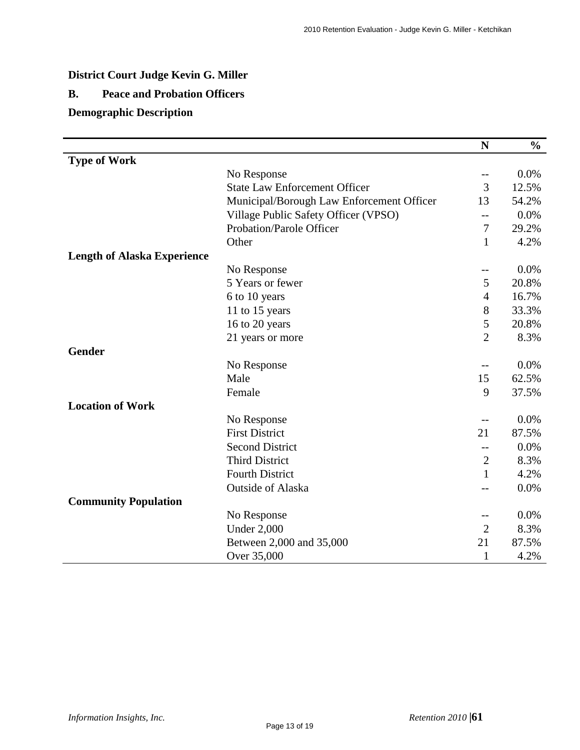**District Court Judge Kevin G. Miller**

**B. Peace and Probation Officers**

**Demographic Description**

| | | N | % |
|---|---|---|---|
| **Type of Work** | | | |
| | No Response | -- | 0.0% |
| | State Law Enforcement Officer | 3 | 12.5% |
| | Municipal/Borough Law Enforcement Officer | 13 | 54.2% |
| | Village Public Safety Officer (VPSO) | -- | 0.0% |
| | Probation/Parole Officer | 7 | 29.2% |
| | Other | 1 | 4.2% |
| **Length of Alaska Experience** | | | |
| | No Response | -- | 0.0% |
| | 5 Years or fewer | 5 | 20.8% |
| | 6 to 10 years | 4 | 16.7% |
| | 11 to 15 years | 8 | 33.3% |
| | 16 to 20 years | 5 | 20.8% |
| | 21 years or more | 2 | 8.3% |
| **Gender** | | | |
| | No Response | -- | 0.0% |
| | Male | 15 | 62.5% |
| | Female | 9 | 37.5% |
| **Location of Work** | | | |
| | No Response | -- | 0.0% |
| | First District | 21 | 87.5% |
| | Second District | -- | 0.0% |
| | Third District | 2 | 8.3% |
| | Fourth District | 1 | 4.2% |
| | Outside of Alaska | -- | 0.0% |
| **Community Population** | | | |
| | No Response | -- | 0.0% |
| | Under 2,000 | 2 | 8.3% |
| | Between 2,000 and 35,000 | 21 | 87.5% |
| | Over 35,000 | 1 | 4.2% |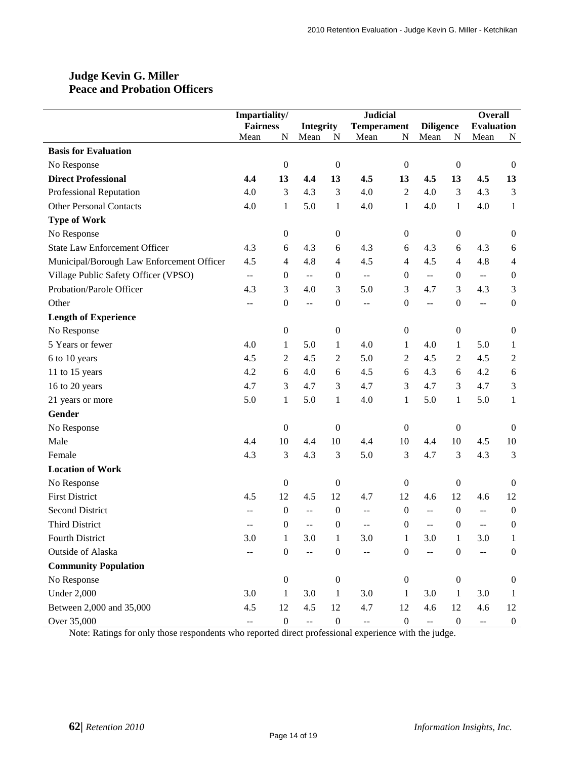## Judge Kevin G. Miller
## Peace and Probation Officers

| | Impartiality/ Fairness | | Integrity | | Judicial Temperament | | Diligence | | Overall Evaluation | |
|---|---|---|---|---|---|---|---|---|---|---|
| | Mean | N | Mean | N | Mean | N | Mean | N | Mean | N |
| **Basis for Evaluation** | | | | | | | | | | |
| No Response | | 0 | | 0 | | 0 | | 0 | | 0 |
| **Direct Professional** | **4.4** | **13** | **4.4** | **13** | **4.5** | **13** | **4.5** | **13** | **4.5** | **13** |
| Professional Reputation | 4.0 | 3 | 4.3 | 3 | 4.0 | 2 | 4.0 | 3 | 4.3 | 3 |
| Other Personal Contacts | 4.0 | 1 | 5.0 | 1 | 4.0 | 1 | 4.0 | 1 | 4.0 | 1 |
| **Type of Work** | | | | | | | | | | |
| No Response | | 0 | | 0 | | 0 | | 0 | | 0 |
| State Law Enforcement Officer | 4.3 | 6 | 4.3 | 6 | 4.3 | 6 | 4.3 | 6 | 4.3 | 6 |
| Municipal/Borough Law Enforcement Officer | 4.5 | 4 | 4.8 | 4 | 4.5 | 4 | 4.5 | 4 | 4.8 | 4 |
| Village Public Safety Officer (VPSO) | -- | 0 | -- | 0 | -- | 0 | -- | 0 | -- | 0 |
| Probation/Parole Officer | 4.3 | 3 | 4.0 | 3 | 5.0 | 3 | 4.7 | 3 | 4.3 | 3 |
| Other | -- | 0 | -- | 0 | -- | 0 | -- | 0 | -- | 0 |
| **Length of Experience** | | | | | | | | | | |
| No Response | | 0 | | 0 | | 0 | | 0 | | 0 |
| 5 Years or fewer | 4.0 | 1 | 5.0 | 1 | 4.0 | 1 | 4.0 | 1 | 5.0 | 1 |
| 6 to 10 years | 4.5 | 2 | 4.5 | 2 | 5.0 | 2 | 4.5 | 2 | 4.5 | 2 |
| 11 to 15 years | 4.2 | 6 | 4.0 | 6 | 4.5 | 6 | 4.3 | 6 | 4.2 | 6 |
| 16 to 20 years | 4.7 | 3 | 4.7 | 3 | 4.7 | 3 | 4.7 | 3 | 4.7 | 3 |
| 21 years or more | 5.0 | 1 | 5.0 | 1 | 4.0 | 1 | 5.0 | 1 | 5.0 | 1 |
| **Gender** | | | | | | | | | | |
| No Response | | 0 | | 0 | | 0 | | 0 | | 0 |
| Male | 4.4 | 10 | 4.4 | 10 | 4.4 | 10 | 4.4 | 10 | 4.5 | 10 |
| Female | 4.3 | 3 | 4.3 | 3 | 5.0 | 3 | 4.7 | 3 | 4.3 | 3 |
| **Location of Work** | | | | | | | | | | |
| No Response | | 0 | | 0 | | 0 | | 0 | | 0 |
| First District | 4.5 | 12 | 4.5 | 12 | 4.7 | 12 | 4.6 | 12 | 4.6 | 12 |
| Second District | -- | 0 | -- | 0 | -- | 0 | -- | 0 | -- | 0 |
| Third District | -- | 0 | -- | 0 | -- | 0 | -- | 0 | -- | 0 |
| Fourth District | 3.0 | 1 | 3.0 | 1 | 3.0 | 1 | 3.0 | 1 | 3.0 | 1 |
| Outside of Alaska | -- | 0 | -- | 0 | -- | 0 | -- | 0 | -- | 0 |
| **Community Population** | | | | | | | | | | |
| No Response | | 0 | | 0 | | 0 | | 0 | | 0 |
| Under 2,000 | 3.0 | 1 | 3.0 | 1 | 3.0 | 1 | 3.0 | 1 | 3.0 | 1 |
| Between 2,000 and 35,000 | 4.5 | 12 | 4.5 | 12 | 4.7 | 12 | 4.6 | 12 | 4.6 | 12 |
| Over 35,000 | -- | 0 | -- | 0 | -- | 0 | -- | 0 | -- | 0 |

Note: Ratings for only those respondents who reported direct professional experience with the judge.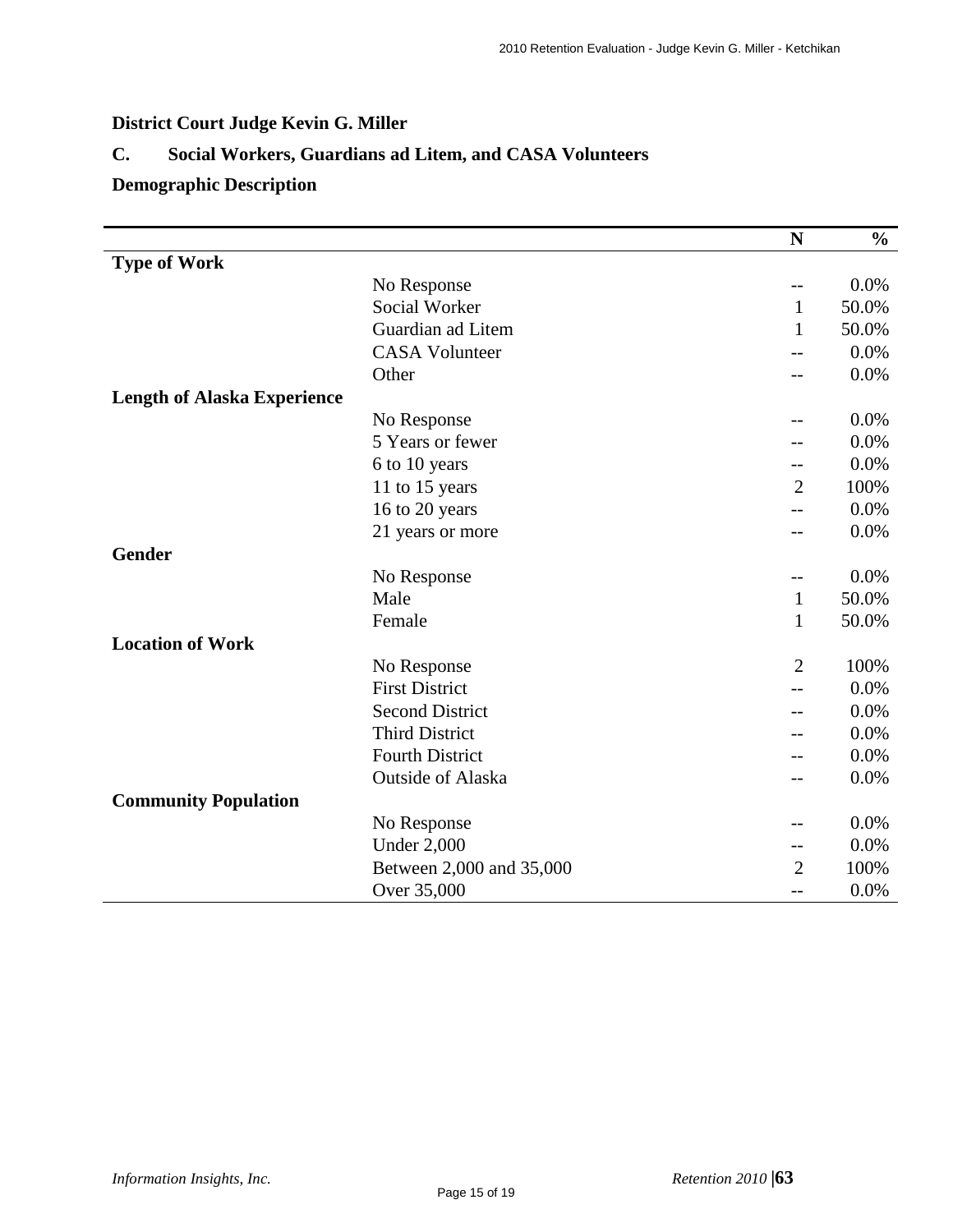**District Court Judge Kevin G. Miller**

**C. Social Workers, Guardians ad Litem, and CASA Volunteers**

**Demographic Description**

| | | N | % |
|---|---|---|---|
| **Type of Work** | | | |
| | No Response | -- | 0.0% |
| | Social Worker | 1 | 50.0% |
| | Guardian ad Litem | 1 | 50.0% |
| | CASA Volunteer | -- | 0.0% |
| | Other | -- | 0.0% |
| **Length of Alaska Experience** | | | |
| | No Response | -- | 0.0% |
| | 5 Years or fewer | -- | 0.0% |
| | 6 to 10 years | -- | 0.0% |
| | 11 to 15 years | 2 | 100% |
| | 16 to 20 years | -- | 0.0% |
| | 21 years or more | -- | 0.0% |
| **Gender** | | | |
| | No Response | -- | 0.0% |
| | Male | 1 | 50.0% |
| | Female | 1 | 50.0% |
| **Location of Work** | | | |
| | No Response | 2 | 100% |
| | First District | -- | 0.0% |
| | Second District | -- | 0.0% |
| | Third District | -- | 0.0% |
| | Fourth District | -- | 0.0% |
| | Outside of Alaska | -- | 0.0% |
| **Community Population** | | | |
| | No Response | -- | 0.0% |
| | Under 2,000 | -- | 0.0% |
| | Between 2,000 and 35,000 | 2 | 100% |
| | Over 35,000 | -- | 0.0% |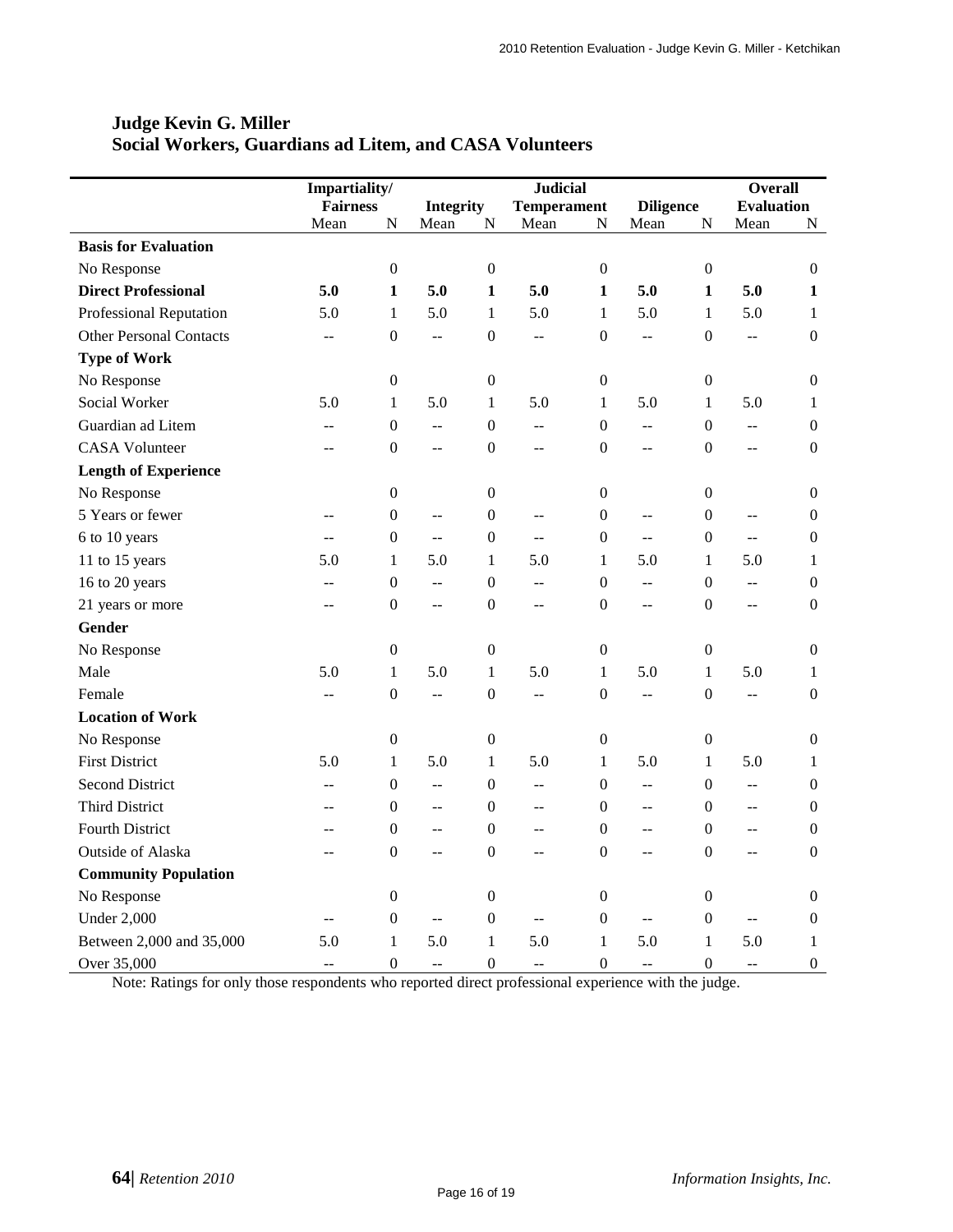## Judge Kevin G. Miller
## Social Workers, Guardians ad Litem, and CASA Volunteers

| | Impartiality/ Fairness | | Integrity | | Judicial Temperament | | Diligence | | Overall Evaluation | |
|---|---|---|---|---|---|---|---|---|---|---|
| | Mean | N | Mean | N | Mean | N | Mean | N | Mean | N |
| **Basis for Evaluation** | | | | | | | | | | |
| No Response | | 0 | | 0 | | 0 | | 0 | | 0 |
| **Direct Professional** | **5.0** | **1** | **5.0** | **1** | **5.0** | **1** | **5.0** | **1** | **5.0** | **1** |
| Professional Reputation | 5.0 | 1 | 5.0 | 1 | 5.0 | 1 | 5.0 | 1 | 5.0 | 1 |
| Other Personal Contacts | -- | 0 | -- | 0 | -- | 0 | -- | 0 | -- | 0 |
| **Type of Work** | | | | | | | | | | |
| No Response | | 0 | | 0 | | 0 | | 0 | | 0 |
| Social Worker | 5.0 | 1 | 5.0 | 1 | 5.0 | 1 | 5.0 | 1 | 5.0 | 1 |
| Guardian ad Litem | -- | 0 | -- | 0 | -- | 0 | -- | 0 | -- | 0 |
| CASA Volunteer | -- | 0 | -- | 0 | -- | 0 | -- | 0 | -- | 0 |
| **Length of Experience** | | | | | | | | | | |
| No Response | | 0 | | 0 | | 0 | | 0 | | 0 |
| 5 Years or fewer | -- | 0 | -- | 0 | -- | 0 | -- | 0 | -- | 0 |
| 6 to 10 years | -- | 0 | -- | 0 | -- | 0 | -- | 0 | -- | 0 |
| 11 to 15 years | 5.0 | 1 | 5.0 | 1 | 5.0 | 1 | 5.0 | 1 | 5.0 | 1 |
| 16 to 20 years | -- | 0 | -- | 0 | -- | 0 | -- | 0 | -- | 0 |
| 21 years or more | -- | 0 | -- | 0 | -- | 0 | -- | 0 | -- | 0 |
| **Gender** | | | | | | | | | | |
| No Response | | 0 | | 0 | | 0 | | 0 | | 0 |
| Male | 5.0 | 1 | 5.0 | 1 | 5.0 | 1 | 5.0 | 1 | 5.0 | 1 |
| Female | -- | 0 | -- | 0 | -- | 0 | -- | 0 | -- | 0 |
| **Location of Work** | | | | | | | | | | |
| No Response | | 0 | | 0 | | 0 | | 0 | | 0 |
| First District | 5.0 | 1 | 5.0 | 1 | 5.0 | 1 | 5.0 | 1 | 5.0 | 1 |
| Second District | -- | 0 | -- | 0 | -- | 0 | -- | 0 | -- | 0 |
| Third District | -- | 0 | -- | 0 | -- | 0 | -- | 0 | -- | 0 |
| Fourth District | -- | 0 | -- | 0 | -- | 0 | -- | 0 | -- | 0 |
| Outside of Alaska | -- | 0 | -- | 0 | -- | 0 | -- | 0 | -- | 0 |
| **Community Population** | | | | | | | | | | |
| No Response | | 0 | | 0 | | 0 | | 0 | | 0 |
| Under 2,000 | -- | 0 | -- | 0 | -- | 0 | -- | 0 | -- | 0 |
| Between 2,000 and 35,000 | 5.0 | 1 | 5.0 | 1 | 5.0 | 1 | 5.0 | 1 | 5.0 | 1 |
| Over 35,000 | -- | 0 | -- | 0 | -- | 0 | -- | 0 | -- | 0 |

Note: Ratings for only those respondents who reported direct professional experience with the judge.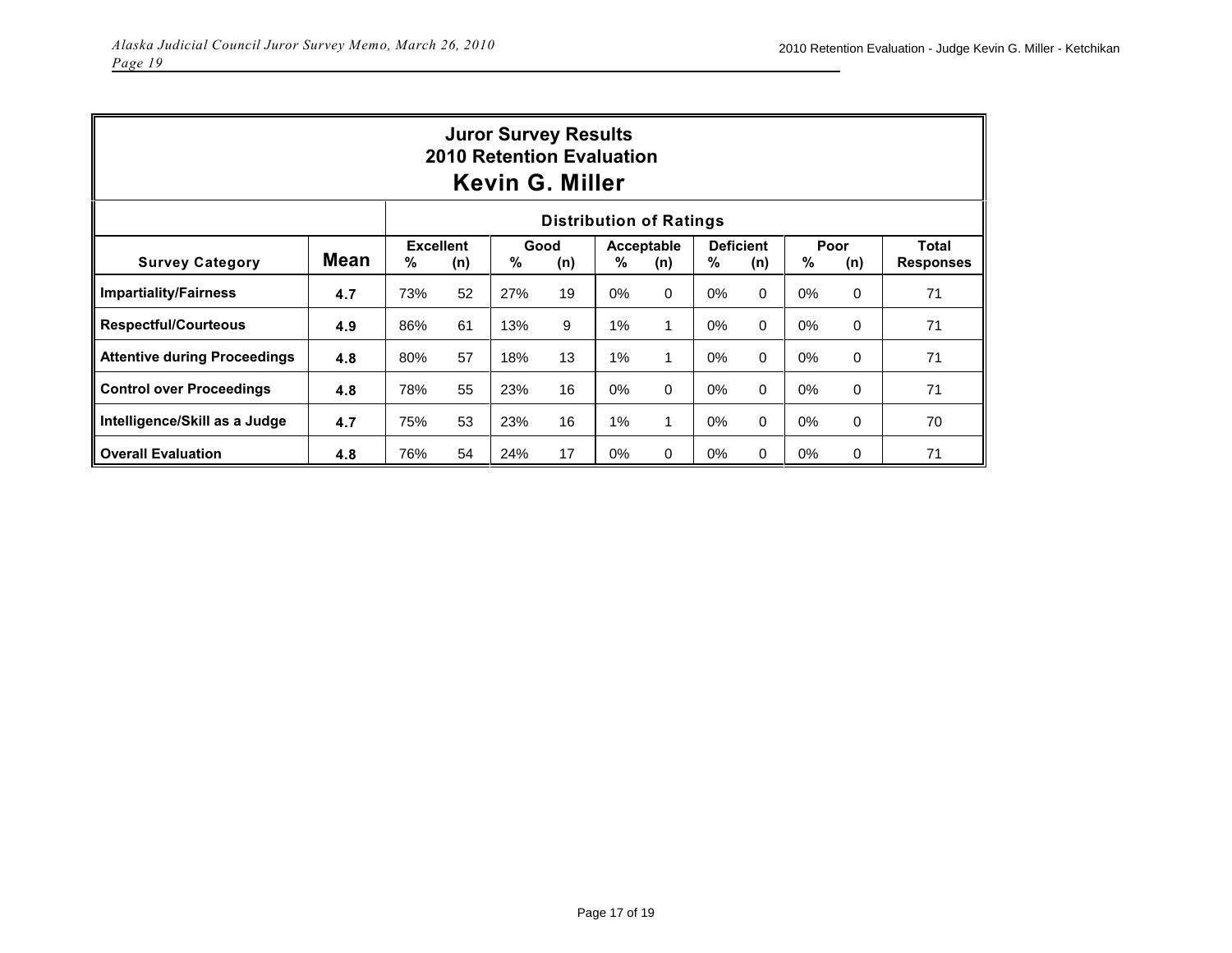## Juror Survey Results
## 2010 Retention Evaluation
## Kevin G. Miller

| Survey Category | Mean | Excellent % | Excellent (n) | Good % | Good (n) | Acceptable % | Acceptable (n) | Deficient % | Deficient (n) | Poor % | Poor (n) | Total Responses |
|---|---|---|---|---|---|---|---|---|---|---|---|---|
| | | Distribution of Ratings | | | | | | | | | | |
| **Impartiality/Fairness** | 4.7 | 73% | 52 | 27% | 19 | 0% | 0 | 0% | 0 | 0% | 0 | 71 |
| **Respectful/Courteous** | 4.9 | 86% | 61 | 13% | 9 | 1% | 1 | 0% | 0 | 0% | 0 | 71 |
| **Attentive during Proceedings** | 4.8 | 80% | 57 | 18% | 13 | 1% | 1 | 0% | 0 | 0% | 0 | 71 |
| **Control over Proceedings** | 4.8 | 78% | 55 | 23% | 16 | 0% | 0 | 0% | 0 | 0% | 0 | 71 |
| **Intelligence/Skill as a Judge** | 4.7 | 75% | 53 | 23% | 16 | 1% | 1 | 0% | 0 | 0% | 0 | 70 |
| **Overall Evaluation** | 4.8 | 76% | 54 | 24% | 17 | 0% | 0 | 0% | 0 | 0% | 0 | 71 |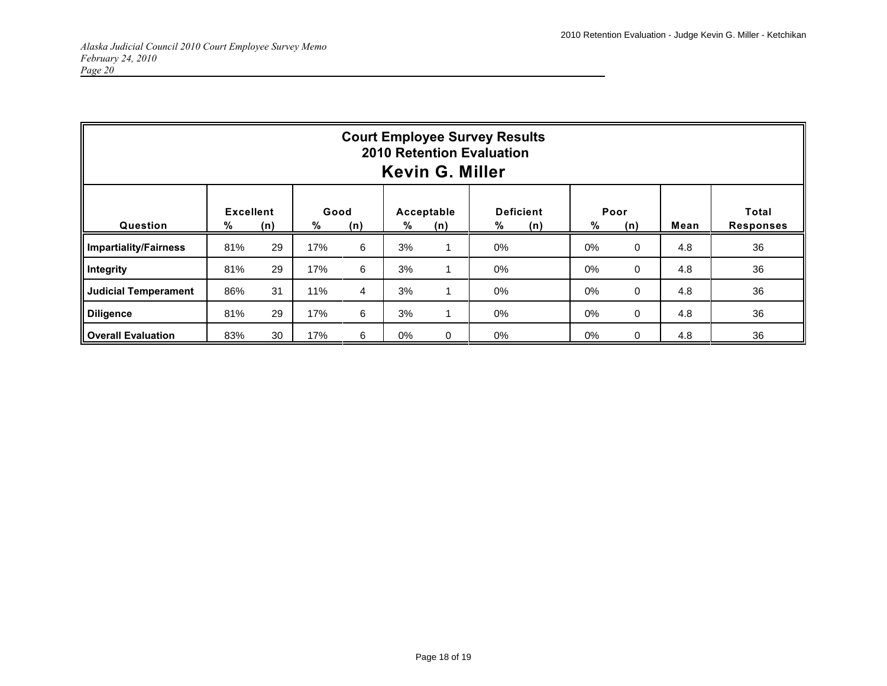*Alaska Judicial Council 2010 Court Employee Survey Memo*
*February 24, 2010*
*Page 20*

| Court Employee Survey Results<br>2010 Retention Evaluation<br>**Kevin G. Miller** | | | | | | | | | | | | |
|---|---|---|---|---|---|---|---|---|---|---|---|---|
| | **Excellent** | | **Good** | | **Acceptable** | | **Deficient** | | **Poor** | | | **Total** |
| **Question** | **%** | **(n)** | **%** | **(n)** | **%** | **(n)** | **%** | **(n)** | **%** | **(n)** | **Mean** | **Responses** |
| **Impartiality/Fairness** | 81% | 29 | 17% | 6 | 3% | 1 | 0% | | 0% | 0 | 4.8 | 36 |
| **Integrity** | 81% | 29 | 17% | 6 | 3% | 1 | 0% | | 0% | 0 | 4.8 | 36 |
| **Judicial Temperament** | 86% | 31 | 11% | 4 | 3% | 1 | 0% | | 0% | 0 | 4.8 | 36 |
| **Diligence** | 81% | 29 | 17% | 6 | 3% | 1 | 0% | | 0% | 0 | 4.8 | 36 |
| **Overall Evaluation** | 83% | 30 | 17% | 6 | 0% | 0 | 0% | | 0% | 0 | 4.8 | 36 |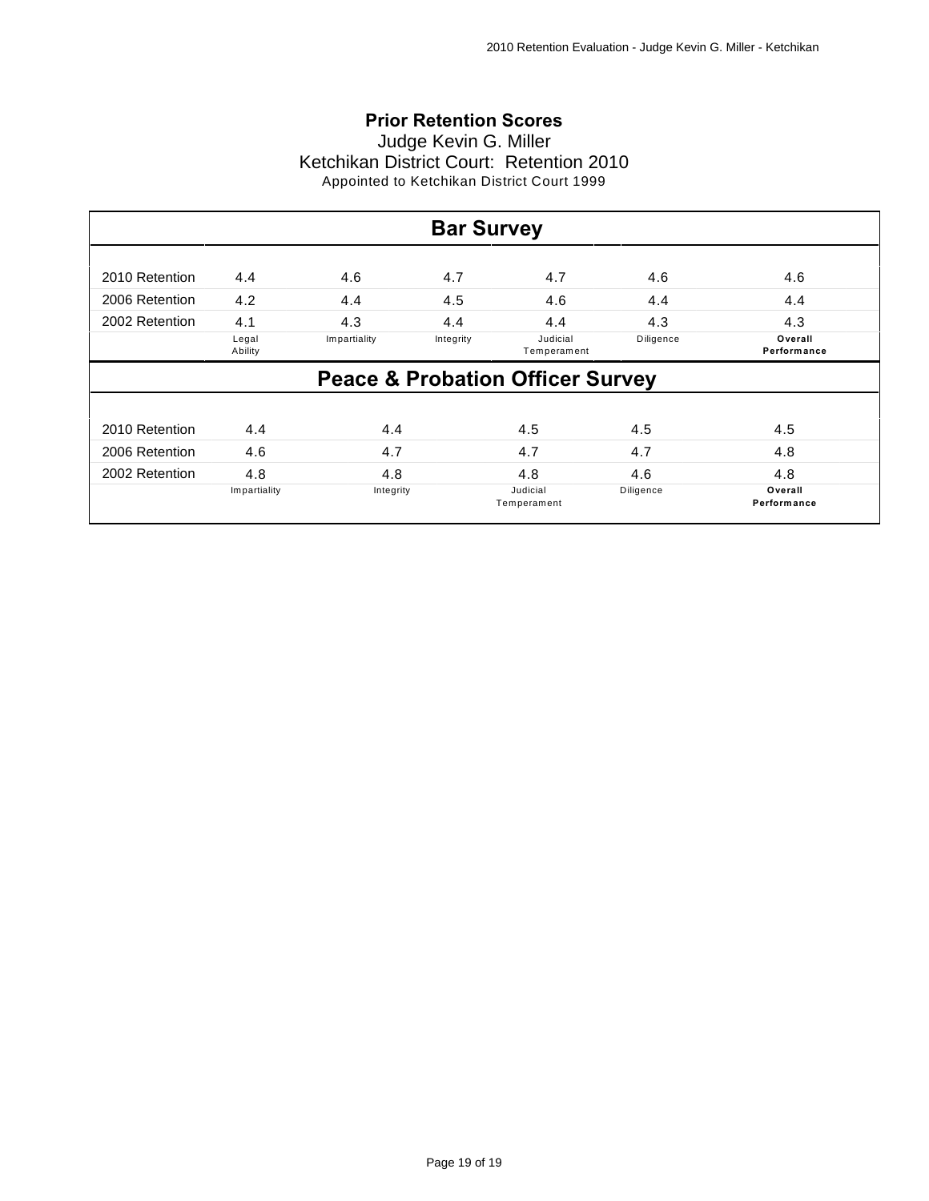**Prior Retention Scores**

Judge Kevin G. Miller

Ketchikan District Court: Retention 2010

Appointed to Ketchikan District Court 1999

## Bar Survey

| | Legal Ability | Impartiality | Integrity | Judicial Temperament | Diligence | **Overall Performance** |
|---|---|---|---|---|---|---|
| 2010 Retention | 4.4 | 4.6 | 4.7 | 4.7 | 4.6 | 4.6 |
| 2006 Retention | 4.2 | 4.4 | 4.5 | 4.6 | 4.4 | 4.4 |
| 2002 Retention | 4.1 | 4.3 | 4.4 | 4.4 | 4.3 | 4.3 |

## Peace & Probation Officer Survey

| | Impartiality | Integrity | Judicial Temperament | Diligence | **Overall Performance** |
|---|---|---|---|---|---|
| 2010 Retention | 4.4 | 4.4 | 4.5 | 4.5 | 4.5 |
| 2006 Retention | 4.6 | 4.7 | 4.7 | 4.7 | 4.8 |
| 2002 Retention | 4.8 | 4.8 | 4.8 | 4.6 | 4.8 |